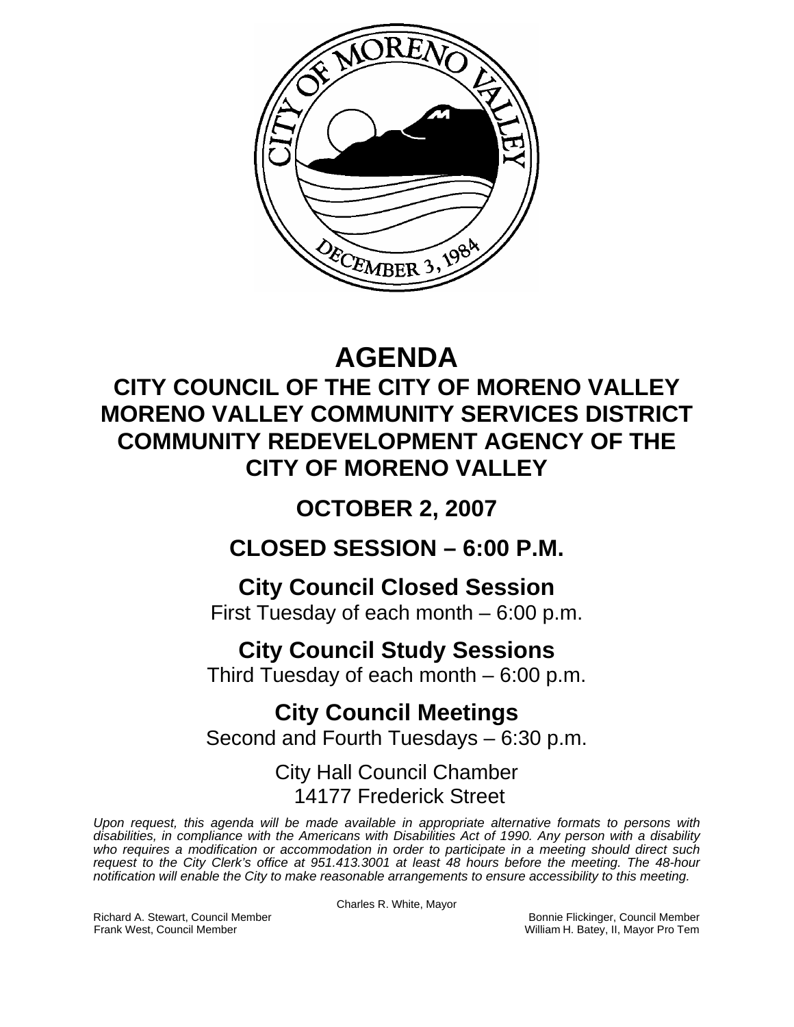# AGENDA

## CITY COUNCIL OF THE CITY OF MORENO VALLEY
## MORENO VALLEY COMMUNITY SERVICES DISTRICT
## COMMUNITY REDEVELOPMENT AGENCY OF THE CITY OF MORENO VALLEY

## OCTOBER 2, 2007

## CLOSED SESSION – 6:00 P.M.

### City Council Closed Session

First Tuesday of each month – 6:00 p.m.

### City Council Study Sessions

Third Tuesday of each month – 6:00 p.m.

### City Council Meetings

Second and Fourth Tuesdays – 6:30 p.m.

City Hall Council Chamber
14177 Frederick Street

*Upon request, this agenda will be made available in appropriate alternative formats to persons with disabilities, in compliance with the Americans with Disabilities Act of 1990. Any person with a disability who requires a modification or accommodation in order to participate in a meeting should direct such request to the City Clerk's office at 951.413.3001 at least 48 hours before the meeting. The 48-hour notification will enable the City to make reasonable arrangements to ensure accessibility to this meeting.*

Charles R. White, Mayor

Richard A. Stewart, Council Member
Frank West, Council Member
Bonnie Flickinger, Council Member
William H. Batey, II, Mayor Pro Tem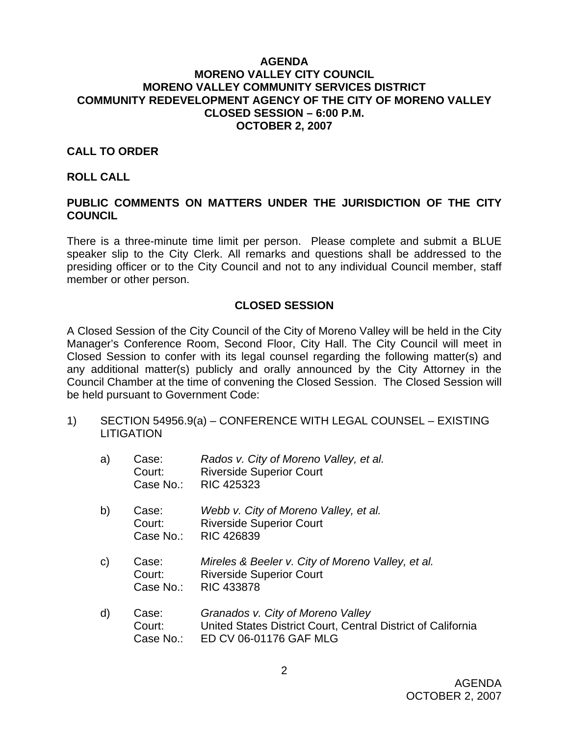**AGENDA**
**MORENO VALLEY CITY COUNCIL**
**MORENO VALLEY COMMUNITY SERVICES DISTRICT**
**COMMUNITY REDEVELOPMENT AGENCY OF THE CITY OF MORENO VALLEY**
**CLOSED SESSION – 6:00 P.M.**
**OCTOBER 2, 2007**

**CALL TO ORDER**

**ROLL CALL**

**PUBLIC COMMENTS ON MATTERS UNDER THE JURISDICTION OF THE CITY COUNCIL**

There is a three-minute time limit per person. Please complete and submit a BLUE speaker slip to the City Clerk. All remarks and questions shall be addressed to the presiding officer or to the City Council and not to any individual Council member, staff member or other person.

**CLOSED SESSION**

A Closed Session of the City Council of the City of Moreno Valley will be held in the City Manager's Conference Room, Second Floor, City Hall. The City Council will meet in Closed Session to confer with its legal counsel regarding the following matter(s) and any additional matter(s) publicly and orally announced by the City Attorney in the Council Chamber at the time of convening the Closed Session. The Closed Session will be held pursuant to Government Code:

1) SECTION 54956.9(a) – CONFERENCE WITH LEGAL COUNSEL – EXISTING LITIGATION

   a) Case: *Rados v. City of Moreno Valley, et al.*
      Court: Riverside Superior Court
      Case No.: RIC 425323

   b) Case: *Webb v. City of Moreno Valley, et al.*
      Court: Riverside Superior Court
      Case No.: RIC 426839

   c) Case: *Mireles & Beeler v. City of Moreno Valley, et al.*
      Court: Riverside Superior Court
      Case No.: RIC 433878

   d) Case: *Granados v. City of Moreno Valley*
      Court: United States District Court, Central District of California
      Case No.: ED CV 06-01176 GAF MLG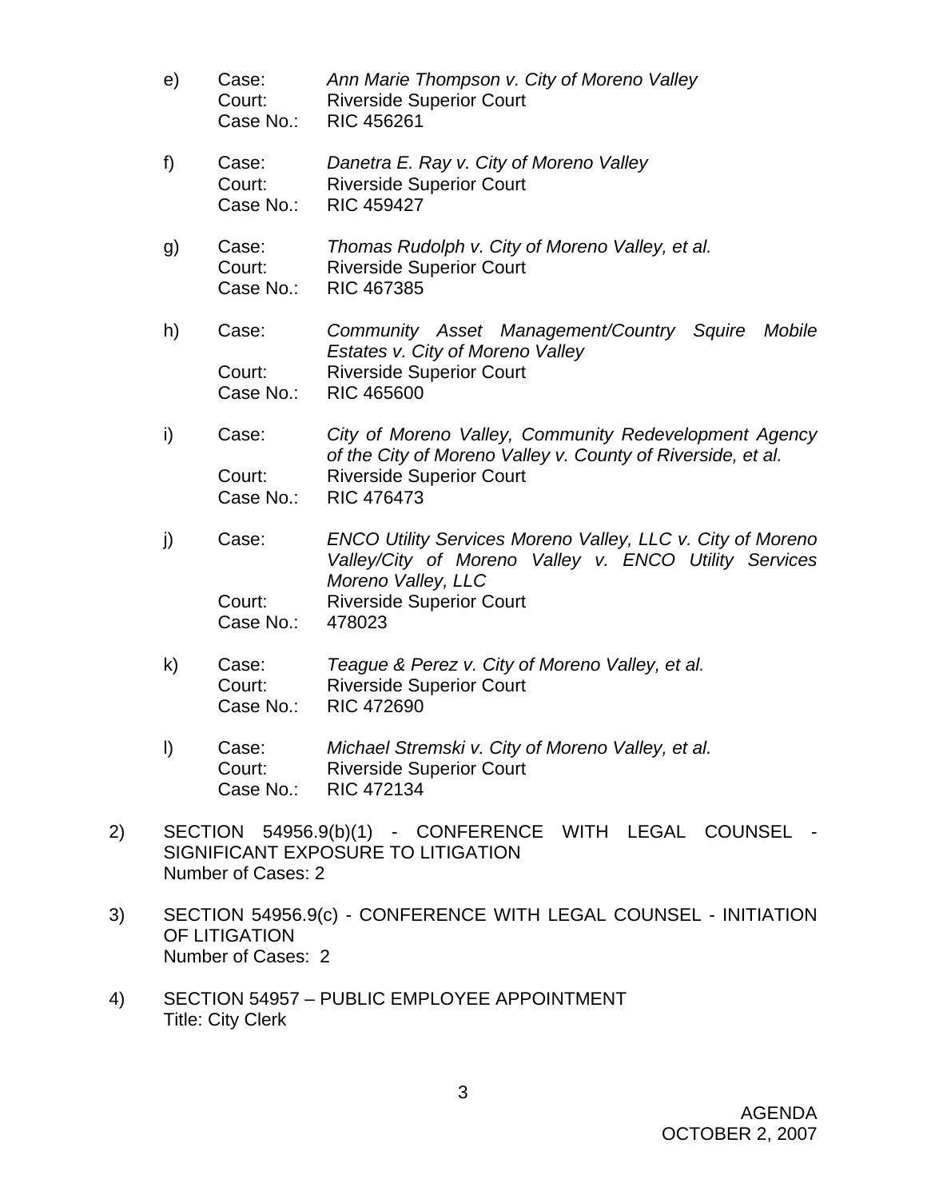e) Case: *Ann Marie Thompson v. City of Moreno Valley*
   Court: Riverside Superior Court
   Case No.: RIC 456261

f) Case: *Danetra E. Ray v. City of Moreno Valley*
   Court: Riverside Superior Court
   Case No.: RIC 459427

g) Case: *Thomas Rudolph v. City of Moreno Valley, et al.*
   Court: Riverside Superior Court
   Case No.: RIC 467385

h) Case: *Community Asset Management/Country Squire Mobile Estates v. City of Moreno Valley*
   Court: Riverside Superior Court
   Case No.: RIC 465600

i) Case: *City of Moreno Valley, Community Redevelopment Agency of the City of Moreno Valley v. County of Riverside, et al.*
   Court: Riverside Superior Court
   Case No.: RIC 476473

j) Case: *ENCO Utility Services Moreno Valley, LLC v. City of Moreno Valley/City of Moreno Valley v. ENCO Utility Services Moreno Valley, LLC*
   Court: Riverside Superior Court
   Case No.: 478023

k) Case: *Teague & Perez v. City of Moreno Valley, et al.*
   Court: Riverside Superior Court
   Case No.: RIC 472690

l) Case: *Michael Stremski v. City of Moreno Valley, et al.*
   Court: Riverside Superior Court
   Case No.: RIC 472134

2) SECTION 54956.9(b)(1) - CONFERENCE WITH LEGAL COUNSEL - SIGNIFICANT EXPOSURE TO LITIGATION
   Number of Cases: 2

3) SECTION 54956.9(c) - CONFERENCE WITH LEGAL COUNSEL - INITIATION OF LITIGATION
   Number of Cases: 2

4) SECTION 54957 – PUBLIC EMPLOYEE APPOINTMENT
   Title: City Clerk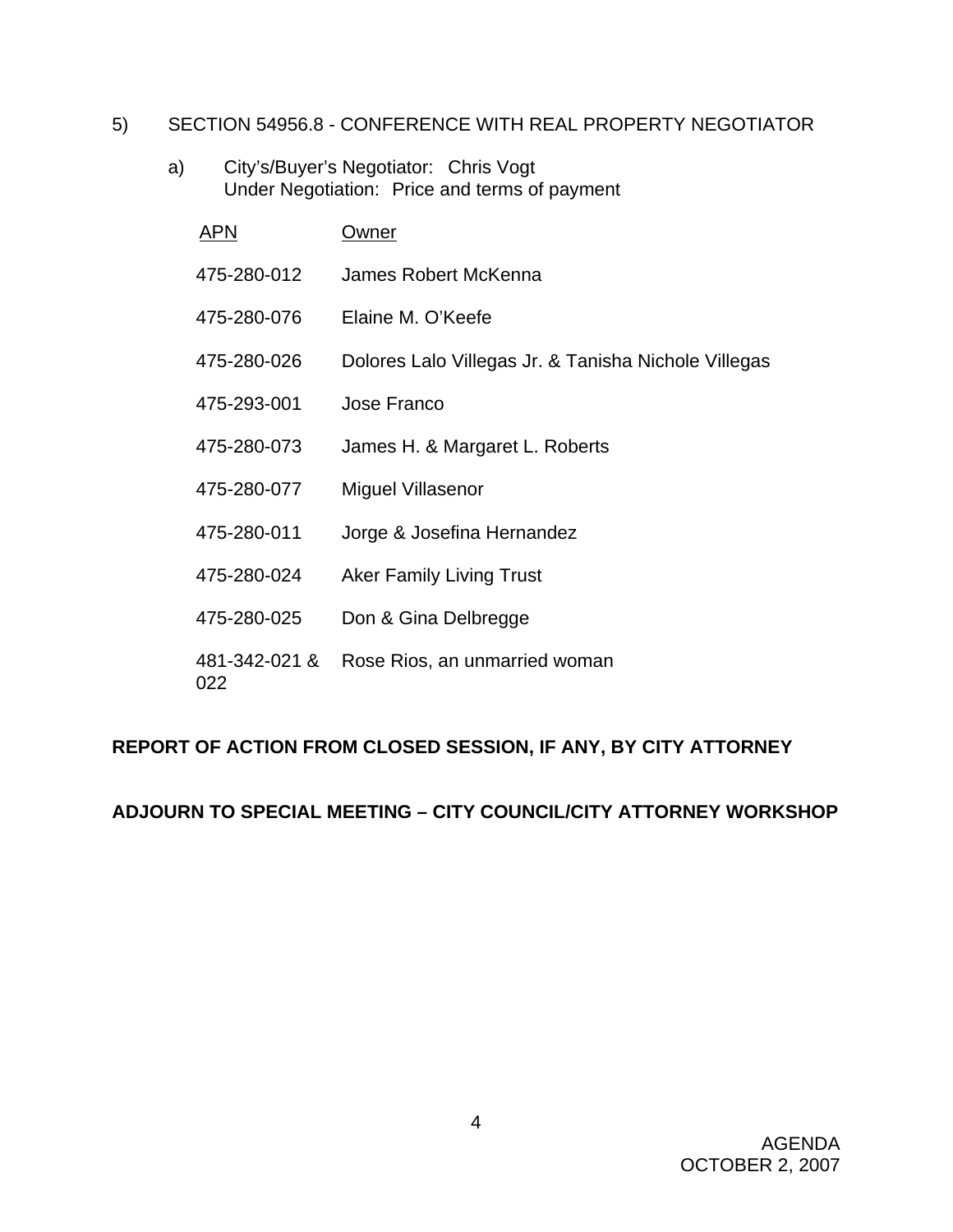5) SECTION 54956.8 - CONFERENCE WITH REAL PROPERTY NEGOTIATOR

a) City's/Buyer's Negotiator: Chris Vogt
Under Negotiation: Price and terms of payment

| APN | Owner |
|---|---|
| 475-280-012 | James Robert McKenna |
| 475-280-076 | Elaine M. O'Keefe |
| 475-280-026 | Dolores Lalo Villegas Jr. & Tanisha Nichole Villegas |
| 475-293-001 | Jose Franco |
| 475-280-073 | James H. & Margaret L. Roberts |
| 475-280-077 | Miguel Villasenor |
| 475-280-011 | Jorge & Josefina Hernandez |
| 475-280-024 | Aker Family Living Trust |
| 475-280-025 | Don & Gina Delbregge |
| 481-342-021 & 022 | Rose Rios, an unmarried woman |

**REPORT OF ACTION FROM CLOSED SESSION, IF ANY, BY CITY ATTORNEY**

**ADJOURN TO SPECIAL MEETING – CITY COUNCIL/CITY ATTORNEY WORKSHOP**